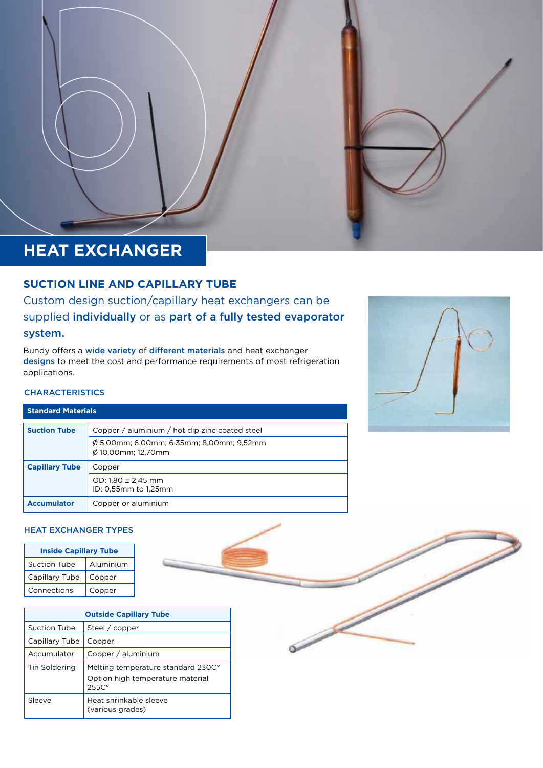# HEAT EXCHANGER

## SUCTION LINE AND CAPILLARY TUBE

Custom design suction/capillary heat exchangers can be supplied **individually** or as **part of a fully tested evaporator system.**

Bundy offers a **wide variety** of **different materials** and heat exchanger **designs** to meet the cost and performance requirements of most refrigeration applications.

### CHARACTERISTICS

| Standard Materials | |
|---|---|
| **Suction Tube** | Copper / aluminium / hot dip zinc coated steel |
| | Ø 5,00mm; 6,00mm; 6,35mm; 8,00mm; 9,52mm Ø 10,00mm; 12,70mm |
| **Capillary Tube** | Copper |
| | OD: 1,80 ± 2,45 mm ID: 0,55mm to 1,25mm |
| **Accumulator** | Copper or aluminium |

### HEAT EXCHANGER TYPES

| Inside Capillary Tube | |
|---|---|
| Suction Tube | Aluminium |
| Capillary Tube | Copper |
| Connections | Copper |

| Outside Capillary Tube | |
|---|---|
| Suction Tube | Steel / copper |
| Capillary Tube | Copper |
| Accumulator | Copper / aluminium |
| Tin Soldering | Melting temperature standard 230C° Option high temperature material 255C° |
| Sleeve | Heat shrinkable sleeve (various grades) |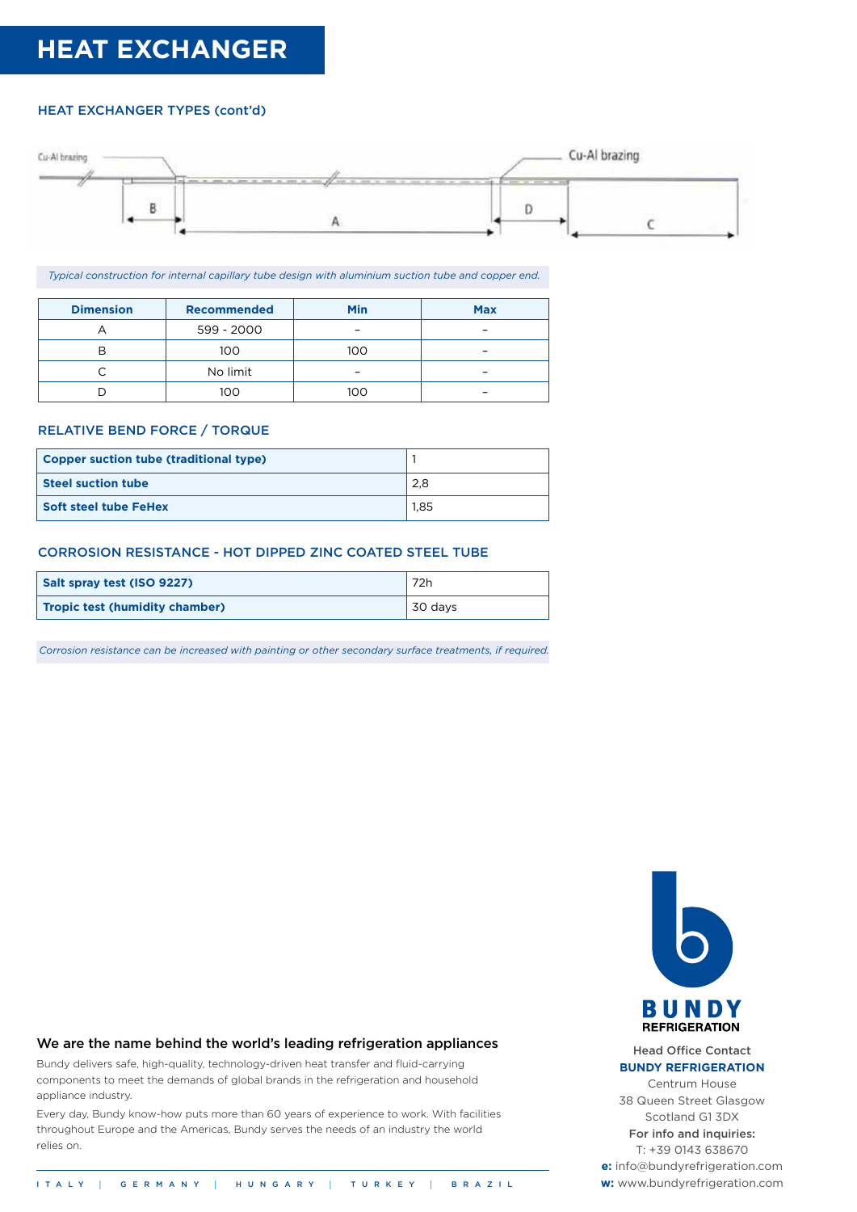# HEAT EXCHANGER

## HEAT EXCHANGER TYPES (cont'd)

Cu-Al brazing

Cu-Al brazing

B

A

D

C

*Typical construction for internal capillary tube design with aluminium suction tube and copper end.*

| Dimension | Recommended | Min | Max |
|---|---|---|---|
| A | 599 - 2000 | – | – |
| B | 100 | 100 | – |
| C | No limit | – | – |
| D | 100 | 100 | – |

## RELATIVE BEND FORCE / TORQUE

| | |
|---|---|
| **Copper suction tube (traditional type)** | 1 |
| **Steel suction tube** | 2,8 |
| **Soft steel tube FeHex** | 1,85 |

## CORROSION RESISTANCE - HOT DIPPED ZINC COATED STEEL TUBE

| | |
|---|---|
| **Salt spray test (ISO 9227)** | 72h |
| **Tropic test (humidity chamber)** | 30 days |

*Corrosion resistance can be increased with painting or other secondary surface treatments, if required.*

### We are the name behind the world's leading refrigeration appliances

Bundy delivers safe, high-quality, technology-driven heat transfer and fluid-carrying components to meet the demands of global brands in the refrigeration and household appliance industry.

Every day, Bundy know-how puts more than 60 years of experience to work. With facilities throughout Europe and the Americas, Bundy serves the needs of an industry the world relies on.

ITALY | GERMANY | HUNGARY | TURKEY | BRAZIL

BUNDY REFRIGERATION

Head Office Contact
**BUNDY REFRIGERATION**
Centrum House
38 Queen Street Glasgow
Scotland G1 3DX
**For info and inquiries:**
T: +39 0143 638670
**e:** info@bundyrefrigeration.com
**w:** www.bundyrefrigeration.com